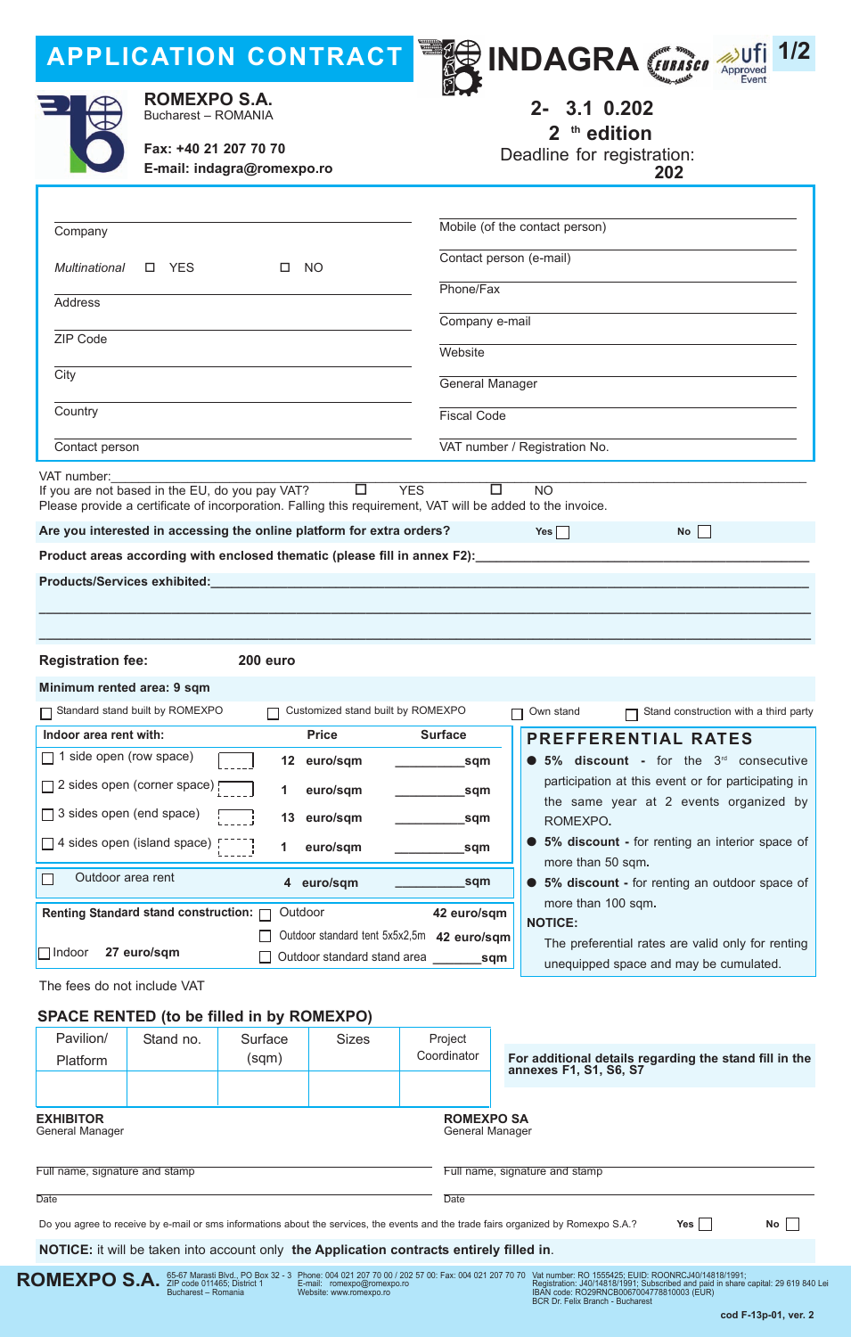# APPLICATION CONTRACT

INDAGRA — EURASCO — ufi Approved Event

**ROMEXPO S.A.**
Bucharest – ROMANIA

**Fax: +40 21 207 70 70**
**E-mail: indagra@romexpo.ro**

**2- 3.1 0.202**
**2 th edition**
Deadline for registration:
**202**

| | |
|---|---|
| Company | Mobile (of the contact person) |
| *Multinational* ☐ YES ☐ NO | Contact person (e-mail) |
| Address | Phone/Fax |
| ZIP Code | Company e-mail |
| City | Website |
| Country | General Manager |
| Contact person | Fiscal Code |
| | VAT number / Registration No. |

VAT number:
If you are not based in the EU, do you pay VAT? ☐ YES ☐ NO
Please provide a certificate of incorporation. Falling this requirement, VAT will be added to the invoice.

**Are you interested in accessing the online platform for extra orders?** **Yes** ☐ **No** ☐

**Product areas according with enclosed thematic (please fill in annex F2):**

**Products/Services exhibited:**

**Registration fee:** **200 euro**

**Minimum rented area: 9 sqm**

☐ Standard stand built by ROMEXPO ☐ Customized stand built by ROMEXPO ☐ Own stand ☐ Stand construction with a third party

| Indoor area rent with: | Price | Surface |
|---|---|---|
| ☐ 1 side open (row space) | 12 euro/sqm | ______sqm |
| ☐ 2 sides open (corner space) | 1 euro/sqm | ______sqm |
| ☐ 3 sides open (end space) | 13 euro/sqm | ______sqm |
| ☐ 4 sides open (island space) | 1 euro/sqm | ______sqm |
| ☐ Outdoor area rent | 4 euro/sqm | ______sqm |

**Renting Standard stand construction:**
☐ Indoor **27 euro/sqm**
☐ Outdoor **42 euro/sqm**
☐ Outdoor standard tent 5x5x2,5m **42 euro/sqm**
☐ Outdoor standard stand area ______sqm

## PREFFERENTIAL RATES

- **5% discount** - for the 3rd consecutive participation at this event or for participating in the same year at 2 events organized by ROMEXPO.
- **5% discount** - for renting an interior space of more than 50 sqm.
- **5% discount** - for renting an outdoor space of more than 100 sqm.

**NOTICE:**
The preferential rates are valid only for renting unequipped space and may be cumulated.

The fees do not include VAT

### SPACE RENTED (to be filled in by ROMEXPO)

| Pavilion/ Platform | Stand no. | Surface (sqm) | Sizes | Project Coordinator |
|---|---|---|---|---|
| | | | | |

**For additional details regarding the stand fill in the annexes F1, S1, S6, S7**

**EXHIBITOR**
General Manager

Full name, signature and stamp

Date

**ROMEXPO SA**
General Manager

Full name, signature and stamp

Date

Do you agree to receive by e-mail or sms informations about the services, the events and the trade fairs organized by Romexpo S.A.? Yes ☐ No ☐

**NOTICE:** it will be taken into account only **the Application contracts entirely filled in**.

**ROMEXPO S.A.** 65-67 Marasti Blvd., PO Box 32 - 3, ZIP code 011465; District 1, Bucharest – Romania | Phone: 004 021 207 70 00 / 202 57 00: Fax: 004 021 207 70 70, E-mail: romexpo@romexpo.ro, Website: www.romexpo.ro | Vat number: RO 1555425; EUID: ROONRCJ40/14818/1991; Registration: J40/14818/1991; Subscribed and paid in share capital: 29 619 840 Lei, IBAN code: RO29RNCB0067004778810003 (EUR), BCR Dr. Felix Branch - Bucharest

cod F-13p-01, ver. 2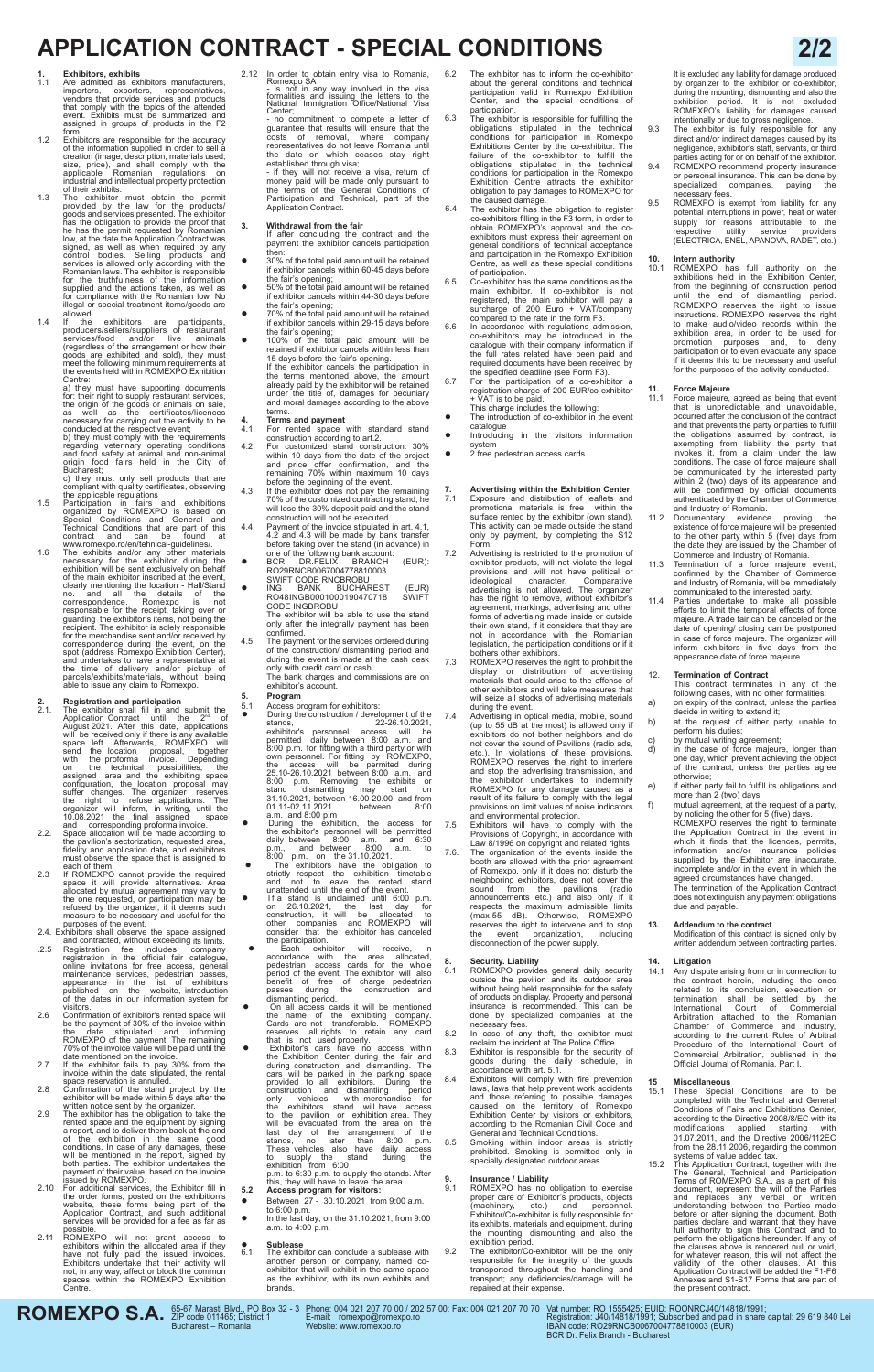# APPLICATION CONTRACT - SPECIAL CONDITIONS

**2/2**

**1. Exhibitors, exhibits**

1.1 Are admitted as exhibitors manufacturers, importers, exporters, representatives, vendors that provide services and products that comply with the topics of the attended event. Exhibits must be summarized and assigned in groups of products in the F2 form.

1.2 Exhibitors are responsible for the accuracy of the information supplied in order to sell a creation (image, description, materials used, size, price), and shall comply with the applicable Romanian regulations on industrial and intellectual property protection of their exhibits.

1.3 The exhibitor must obtain the permit provided by the law for the products/ goods and services presented. The exhibitor has the obligation to provide the proof that he has the permit requested by Romanian low, at the date the Application Contract was signed, as well as when required by any control bodies. Selling products and services is allowed only according with the Romanian laws. The exhibitor is responsible for the truthfulness of the information supplied and the actions taken, as well as for compliance with the Romanian low. No illegal or special treatment items/goods are allowed.

1.4 If the exhibitors are participants, producers/sellers/suppliers of restaurant services/food and/or live animals (regardless of the arrangement or how their goods are exhibited and sold), they must meet the following minimum requirements at the events held within ROMEXPO Exhibition Centre:

a) they must have supporting documents for: their right to supply restaurant services, the origin of the goods or animals on sale, as well as the certificates/licences necessary for carrying out the activity to be conducted at the respective event;

b) they must comply with the requirements regarding veterinary operating conditions and food safety at animal and non-animal origin food fairs held in the City of Bucharest;

c) they must only sell products that are compliant with quality certificates, observing the applicable regulations

1.5 Participation in fairs and exhibitions organized by ROMEXPO is based on Special Conditions and General and Technical Conditions that are part of this contract and can be found at www.romexpo.ro/en/tehnical-guidelines/.

1.6 The exhibits and/or any other materials necessary for the exhibitor during the exhibition will be sent exclusively on behalf of the main exhibitor inscribed at the event, clearly mentioning the location - Hall/Stand no. and all the details of the correspondence. Romexpo is not responsible for the receipt, taking over or guarding the exhibitor's items, not being the recipient. The exhibitor is solely responsible for the merchandise sent and/or received by correspondence during the event, on the spot (address Romexpo Exhibition Center), and undertakes to have a representative at the time of delivery and/or pickup of parcels/exhibits/materials, without being able to issue any claim to Romexpo.

**2. Registration and participation**

2.1. The exhibitor shall fill in and submit the Application Contract until the 2nd of August 2021. After this date, applications will be received only if there is any available space left. Afterwards, ROMEXPO will send the location proposal, together with the proforma invoice. Depending on the technical possibilities, the assigned area and the exhibiting space configuration, the location proposal may suffer changes. The organizer reserves the right to refuse applications. The organizer will inform, in writing, until the 10.08.2021 the final assigned space and corresponding proforma invoice.

2.2. Space allocation will be made according to the pavilion's sectorization, requested area, fidelity and application date, and exhibitors must observe the space that is assigned to each of them.

2.3 If ROMEXPO cannot provide the required space it will provide alternatives. Area allocated by mutual agreement may vary to the one requested, or participation may be refused by the organizer, if it deems such measure to be necessary and useful for the purposes of the event.

2.4. Exhibitors shall observe the space assigned and contracted, without exceeding its limits.

2.5 Registration fee includes: company registration in the official fair catalogue, online invitations for free access, general maintenance services, pedestrian passes, appearance in the list of exhibitors published on the website, introduction of the dates in our information system for visitors.

2.6 Confirmation of exhibitor's rented space will be payment of 30% of the invoice within the date stipulated and informing ROMEXPO of the payment. The remaining 70% of the invoice value will be paid until the date mentioned on the invoice.

2.7 If the exhibitor fails to pay 30% from the invoice within the date stipulated, the rental space reservation is annulled.

2.8 Confirmation of the stand project by the exhibitor will be made within 5 days after the written notice sent by the organizer.

2.9 The exhibitor has the obligation to take the rented space and the equipment by signing a report, and to deliver them back at the end of the exhibition in the same good conditions. In case of any damages, these will be mentioned in the report, signed by both parties. The exhibitor undertakes the payment of their value, based on the invoice issued by ROMEXPO.

2.10 For additional services, the Exhibitor fill in the order forms, posted on the exhibition's website, these forms being part of the Application Contract, and such additional services will be provided for a fee as far as possible.

2.11 ROMEXPO will not grant access to exhibitors within the allocated area if they have not fully paid the issued invoices. Exhibitors undertake that their activity will not, in any way, affect or block the common spaces within the ROMEXPO Exhibition Centre.

2.12 In order to obtain entry visa to Romania, Romexpo SA
- is not in any way involved in the visa formalities and issuing the letters to the National Immigration Office/National Visa Center;
- no commitment to complete a letter of guarantee that results will ensure that the costs of removal, where company representatives do not leave Romania until the date on which ceases stay right established through visa;
- if they will not receive a visa, return of money paid will be made only pursuant to the terms of the General Conditions of Participation and Technical, part of the Application Contract.

**3. Withdrawal from the fair**

If after concluding the contract and the payment the exhibitor cancels participation then:

- 30% of the total paid amount will be retained if exhibitor cancels within 60-45 days before the fair's opening;
- 50% of the total paid amount will be retained if exhibitor cancels within 44-30 days before the fair's opening;
- 70% of the total paid amount will be retained if exhibitor cancels within 29-15 days before the fair's opening;
- 100% of the total paid amount will be retained if exhibitor cancels within less than 15 days before the fair's opening.

If the exhibitor cancels the participation in the terms mentioned above, the amount already paid by the exhibitor will be retained under the title of, damages for pecuniary and moral damages according to the above terms.

**4. Terms and payment**

4.1 For rented space with standard stand construction according to art.2.

4.2 For customized stand construction: 30% within 10 days from the date of the project and price offer confirmation, and the remaining 70% within maximum 10 days before the beginning of the event.

4.3 If the exhibitor does not pay the remaining 70% of the customized contracting stand, he will lose the 30% deposit paid and the stand construction will not be executed.

4.4 Payment of the invoice stipulated in art. 4.1, 4.2 and 4.3 will be made by bank transfer before taking over the stand (in advance) in one of the following bank account:

- BCR DR.FELIX BRANCH (EUR): RO29RNCB0067004778810003 SWIFT CODE RNCBROBU
- ING BANK BUCHAREST (EUR) RO48INGB0001000190470718 SWIFT CODE INGBROBU

The exhibitor will be able to use the stand only after the integrally payment has been confirmed.

4.5 The payment for the services ordered during of the construction/ dismantling period and during the event is made at the cash desk only with credit card or cash.

The bank charges and commissions are on exhibitor's account.

**5. Program**

5.1 Access program for exhibitors:

- During the construction / development of the stands, 22-26.10.2021, exhibitor's personnel access will be permitted daily between 8:00 a.m. and 8:00 p.m. for fitting with a third party or with own personnel. For fitting by ROMEXPO, the access will be permitted during 25.10-26.10.2021 between 8:00 a.m. and 8:00 p.m. Removing the exhibits or stand dismantling may start on 31.10.2021, between 16.00-20.00, and from 01.11-02.11.2021 between 8:00 a.m. and 8:00 p.m
- During the exhibition, the access for the exhibitor's personnel will be permitted daily between 8:00 a.m. and 6:30 p.m., and between 8:00 a.m. to 8:00 p.m. on the 31.10.2021.
- The exhibitors have the obligation to strictly respect the exhibition timetable and not to leave the rented stand unattended until the end of the event.
- If a stand is unclaimed until 6:00 p.m. on 26.10.2021, the last day for construction, it will be allocated to other companies and ROMEXPO will consider that the exhibitor has canceled the participation.
- Each exhibitor will receive, in accordance with the area allocated, pedestrian access cards for the whole period of the event. The exhibitor will also benefit of free of charge pedestrian passes during the construction and dismantling period.
- On all access cards it will be mentioned the name of the exhibiting company. Cards are not transferable. ROMEXPO reserves all rights to retain any card that is not used properly.
- Exhibitor's cars have no access within the Exhibition Center during the fair and during construction and dismantling. The cars will be parked in the parking space provided to all exhibitors. During the construction and dismantling period only vehicles with merchandise for the exhibitors stand will have access to the pavilion or exhibition area. They will be evacuated from the area on the last day of the arrangement of the stands, no later than 8:00 p.m. These vehicles also have daily access to supply the stand during the exhibition from 6:00 p.m. to 6:30 p.m. to supply the stands. After this, they will have to leave the area.

5.2 **Access program for visitors:**

- Between 27 - 30.10.2021 from 9:00 a.m. to 6:00 p.m.
- In the last day, on the 31.10.2021, from 9:00 a.m. to 4:00 p.m.

**6. Sublease**

6.1 The exhibitor can conclude a sublease with another person or company, named co-exhibitor that will exhibit in the same space as the exhibitor, with its own exhibits and brands.

6.2 The exhibitor has to inform the co-exhibitor about the general conditions and technical participation valid in Romexpo Exhibition Center, and the special conditions of participation.

6.3 The exhibitor is responsible for fulfilling the obligations stipulated in the technical conditions for participation in Romexpo Exhibitions Center by the co-exhibitor. The failure of the co-exhibitor to fulfill the obligations stipulated in the technical conditions for participation in the Romexpo Exhibition Centre attracts the exhibitor obligation to pay damages to ROMEXPO for the caused damage.

6.4 The exhibitor has the obligation to register co-exhibitors filling in the F3 form, in order to obtain ROMEXPO's approval and the co-exhibitors must express their agreement on general conditions of technical acceptance and participation in the Romexpo Exhibition Centre, as well as these special conditions of participation.

6.5 Co-exhibitor has the same conditions as the main exhibitor. If co-exhibitor is not registered, the main exhibitor will pay a surcharge of 200 Euro + VAT/company compared to the rate in the form F3.

6.6 In accordance with regulations admission, co-exhibitors may be introduced in the catalogue with their company information if the full rates related have been paid and required documents have been received by the specified deadline (see Form F3).

6.7 For the participation of a co-exhibitor a registration charge of 200 EUR/co-exhibitor + VAT is to be paid.

This charge includes the following:

- The introduction of co-exhibitor in the event catalogue
- Introducing in the visitors information system
- 2 free pedestrian access cards

**7. Advertising within the Exhibition Center**

7.1 Exposure and distribution of leaflets and promotional materials is free within the surface rented by the exhibitor (own stand). This activity can be made outside the stand only by payment, by completing the S12 Form.

7.2 Advertising is restricted to the promotion of exhibitor products, will not violate the legal provisions and will not have political or ideological character. Comparative advertising is not allowed. The organizer has the right to remove, without exhibitor's agreement, markings, advertising and other forms of advertising made inside or outside their own stand, if it considers that they are not in accordance with the Romanian legislation, the participation conditions or if it bothers other exhibitors.

7.3 ROMEXPO reserves the right to prohibit the display or distribution of advertising materials that could arise to the offense of other exhibitors and will take measures that will seize all stocks of advertising materials during the event.

7.4 Advertising in optical media, mobile, sound (up to 55 dB at the most) is allowed only if exhibitors do not bother neighbors and do not cover the sound of Pavilions (radio ads, etc.). In violations of these provisions, ROMEXPO reserves the right to interfere and stop the advertising transmission, and the exhibitor undertakes to indemnify ROMEXPO for any damage caused as a result of its failure to comply with the legal provisions on limit values of noise indicators and environmental protection.

7.5 Exhibitors will have to comply with the Provisions of Copyright, in accordance with Law 8/1996 on copyright and related rights

7.6. The organization of the events inside the booth are allowed with the prior agreement of Romexpo, only if it does not disturb the neighboring exhibitors, does not cover the sound from the pavilions (radio announcements etc.) and also only if it respects the maximum admissible limits (max.55 dB). Otherwise, ROMEXPO reserves the right to intervene and to stop the event organization, including disconnection of the power supply.

**8. Security. Liability**

8.1 ROMEXPO provides general daily security outside the pavilion and its outdoor area without being held responsible for the safety of products on display. Property and personal insurance is recommended. This can be done by specialized companies at the necessary fees.

8.2 In case of any theft, the exhibitor must reclaim the incident at The Police Office.

8.3 Exhibitor is responsible for the security of goods during the daily schedule, in accordance with art. 5.1.

8.4 Exhibitors will comply with fire prevention laws, laws that help prevent work accidents and those referring to possible damages caused on the territory of Romexpo Exhibition Center by visitors or exhibitors, according to the Romanian Civil Code and General and Technical Conditions.

8.5 Smoking within indoor areas is strictly prohibited. Smoking is permitted only in specially designated outdoor areas.

**9. Insurance / Liability**

9.1 ROMEXPO has no obligation to exercise proper care of Exhibitor's products, objects (machinery, etc.) and personnel. Exhibitor/Co-exhibitor is fully responsible for its exhibits, materials and equipment, during the mounting, dismounting and also the exhibition period.

9.2 The exhibitor/Co-exhibitor will be the only responsible for the integrity of the goods transported throughout the handling and transport; any deficiencies/damage will be repaired at their expense.

It is excluded any liability for damage produced by organizer to the exhibitor or co-exhibitor, during the mounting, dismounting and also the exhibition period. It is not excluded ROMEXPO's liability for damages caused intentionally or due to gross negligence.

9.3 The exhibitor is fully responsible for any direct and/or indirect damages caused by its negligence, exhibitor's staff, servants, or third parties acting for or on behalf of the exhibitor.

9.4 ROMEXPO recommend property insurance or personal insurance. This can be done by specialized companies, paying the necessary fees.

9.5 ROMEXPO is exempt from liability for any potential interruptions in power, heat or water supply for reasons attributable to the respective utility service providers (ELECTRICA, ENEL, APANOVA, RADET, etc.)

**10. Intern authority**

10.1 ROMEXPO has full authority on the exhibitions held in the Exhibition Center, from the beginning of construction period until the end of dismantling period. ROMEXPO reserves the right to issue instructions. ROMEXPO reserves the right to make audio/video records within the exhibition area, in order to be used for promotion purposes and, to deny participation or to even evacuate any space if it deems this to be necessary and useful for the purposes of the activity conducted.

**11. Force Majeure**

11.1 Force majeure, agreed as being that event that is unpredictable and unavoidable, occurred after the conclusion of the contract and that prevents the party or parties to fulfill the obligations assumed by contract, is exempting from liability the party that invokes it, from a claim under the law conditions. The case of force majeure shall be communicated by the interested party within 2 (two) days of its appearance and will be confirmed by official documents authenticated by the Chamber of Commerce and Industry of Romania.

11.2 Documentary evidence proving the existence of force majeure will be presented to the other party within 5 (five) days from the date they are issued by the Chamber of Commerce and Industry of Romania.

11.3 Termination of a force majeure event, confirmed by the Chamber of Commerce and Industry of Romania, will be immediately communicated to the interested party.

11.4 Parties undertake to make all possible efforts to limit the temporal effects of force majeure. A trade fair can be canceled or the date of opening/ closing can be postponed in case of force majeure. The organizer will inform exhibitors in five days from the appearance date of force majeure.

**12. Termination of Contract**

This contract terminates in any of the following cases, with no other formalities:

a) on expiry of the contract, unless the parties decide in writing to extend it;

b) at the request of either party, unable to perform his duties;

c) by mutual writing agreement;

d) in the case of force majeure, longer than one day, which prevent achieving the object of the contract, unless the parties agree otherwise;

e) if either party fail to fulfill its obligations and more than 2 (two) days;

f) mutual agreement, at the request of a party, by noticing the other for 5 (five) days.

ROMEXPO reserves the right to terminate the Application Contract in the event in which it finds that the licenses, permits, information and/or insurance policies supplied by the Exhibitor are inaccurate, incomplete and/or in the event in which the agreed circumstances have changed.

The termination of the Application Contract does not extinguish any payment obligations due and payable.

**13. Addendum to the contract**

Modification of the contract is signed only by written addendum between contracting parties.

**14. Litigation**

14.1 Any dispute arising from or in connection to the contract herein, including the ones related to its conclusion, execution or termination, shall be settled by the International Court of Commercial Arbitration attached to the Romanian Chamber of Commerce and Industry, according to the current Rules of Arbitral Procedure of the International Court of Commercial Arbitration, published in the Official Journal of Romania, Part I.

**15 Miscellaneous**

15.1 These Special Conditions are to be completed with the Technical and General Conditions of Fairs and Exhibitions Center, according to the Directive 2008/8/EC with its modifications applied starting with 01.07.2011, and the Directive 2006/112EC from the 28.11.2006, regarding the common systems of value added tax.

15.2 This Application Contract, together with the The General, Technical and Participation Terms of ROMEXPO S.A., as a part of this document, represent the will of the Parties and replaces any verbal or written understanding between the Parties made before or after signing the document. Both parties declare and warrant that they have full authority to sign this Contract and to perform the obligations hereunder. If any of the clauses above is rendered null or void, for whatever reason, this will not affect the validity of the other clauses. At this Application Contract will be added the F1-F6 Annexes and S1-S17 Forms that are part of the present contract.

**ROMEXPO S.A.** 65-67 Marasti Blvd., PO Box 32 - 3 ZIP code 011465; District 1 Bucharest – Romania | Phone: 004 021 207 70 00 / 202 57 00 Fax: 004 021 207 70 70 E-mail: romexpo@romexpo.ro Website: www.romexpo.ro | Vat number: RO 1555425; EUID: ROONRCJ40/14818/1991; Registration: J40/14818/1991; Subscribed and paid in share capital: 29 619 840 Lei IBAN code: RO29RNCB0067004778810003 (EUR) BCR Dr. Felix Branch - Bucharest